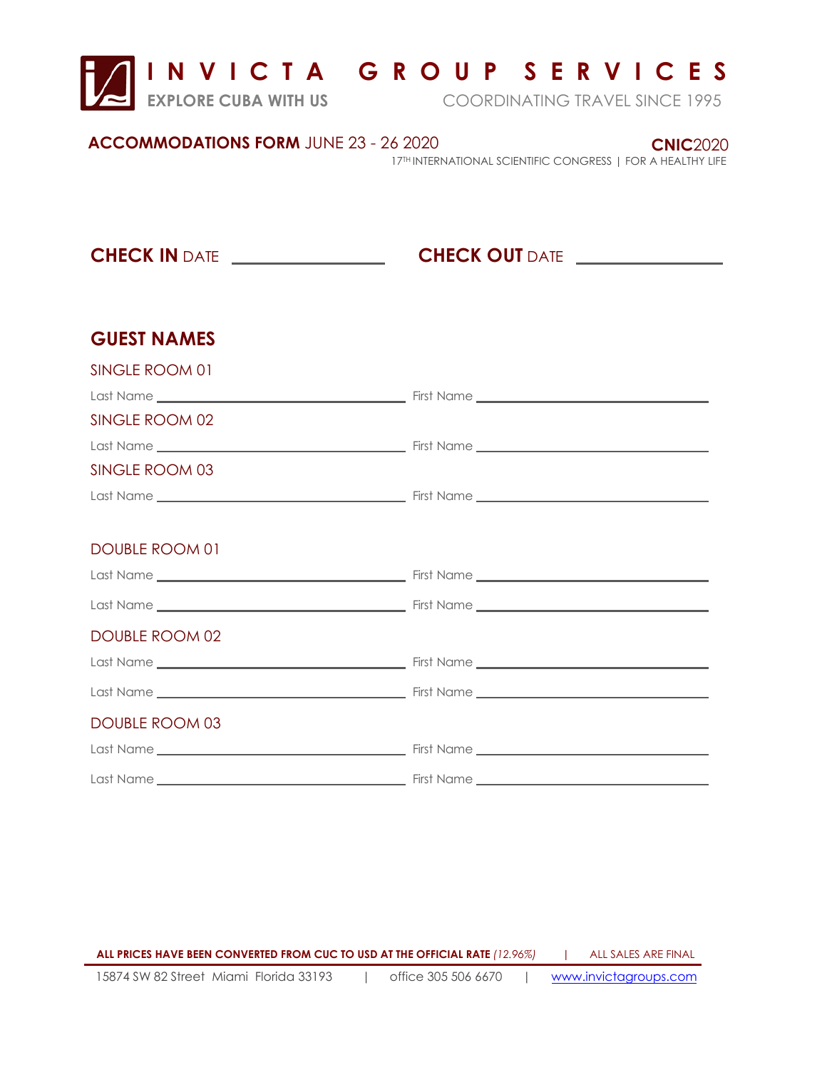# INVICTA GROUP SERVICES

**EXPLORE CUBA WITH US** COORDINATING TRAVEL SINCE 1995

**ACCOMMODATIONS FORM** JUNE 23 - 26 2020

**CNIC**2020
17TH INTERNATIONAL SCIENTIFIC CONGRESS | FOR A HEALTHY LIFE

**CHECK IN** DATE ________________ **CHECK OUT** DATE ________________

## GUEST NAMES

SINGLE ROOM 01

Last Name ______________________ First Name ______________________

SINGLE ROOM 02

Last Name ______________________ First Name ______________________

SINGLE ROOM 03

Last Name ______________________ First Name ______________________

DOUBLE ROOM 01

Last Name ______________________ First Name ______________________

Last Name ______________________ First Name ______________________

DOUBLE ROOM 02

Last Name ______________________ First Name ______________________

Last Name ______________________ First Name ______________________

DOUBLE ROOM 03

Last Name ______________________ First Name ______________________

Last Name ______________________ First Name ______________________

**ALL PRICES HAVE BEEN CONVERTED FROM CUC TO USD AT THE OFFICIAL RATE** *(12.96%)* | ALL SALES ARE FINAL

15874 SW 82 Street Miami Florida 33193 | office 305 506 6670 | www.invictagroups.com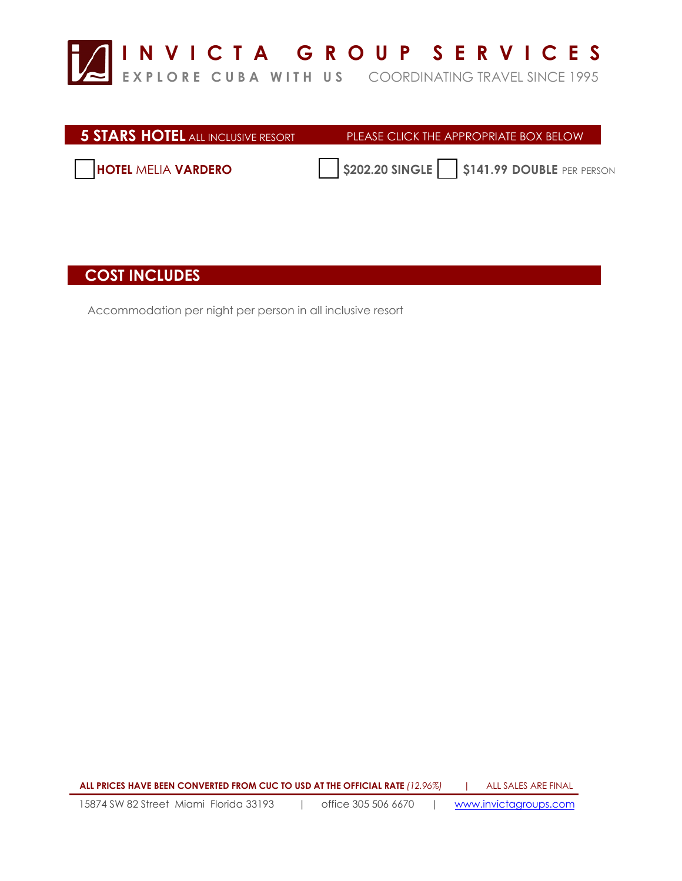# INVICTA GROUP SERVICES

EXPLORE CUBA WITH US COORDINATING TRAVEL SINCE 1995

**5 STARS HOTEL** ALL INCLUSIVE RESORT — PLEASE CLICK THE APPROPRIATE BOX BELOW

☐ **HOTEL** MELIA **VARDERO** ☐ **$202.20 SINGLE** ☐ **$141.99 DOUBLE** PER PERSON

## COST INCLUDES

Accommodation per night per person in all inclusive resort

**ALL PRICES HAVE BEEN CONVERTED FROM CUC TO USD AT THE OFFICIAL RATE** *(12.96%)* | ALL SALES ARE FINAL

15874 SW 82 Street Miami Florida 33193 | office 305 506 6670 | www.invictagroups.com